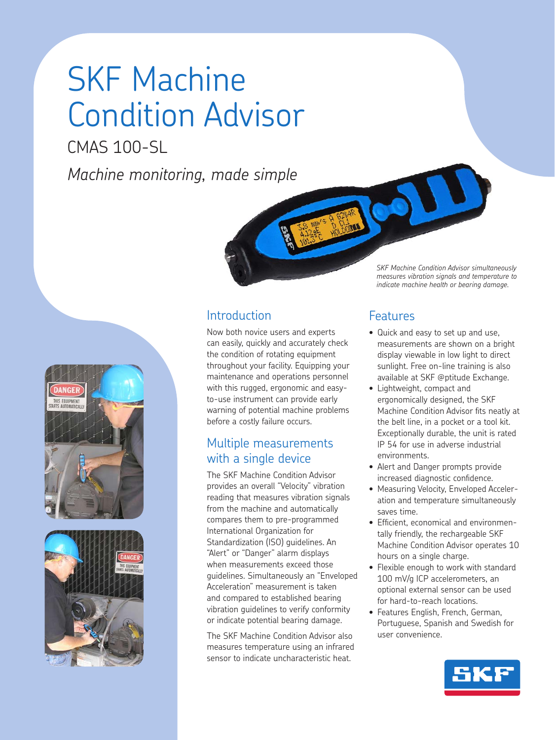# SKF Machine Condition Advisor

## CMAS 100-SL

*Machine monitoring, made simple*

*SKF Machine Condition Advisor simultaneously measures vibration signals and temperature to indicate machine health or bearing damage.*

## Introduction

Now both novice users and experts can easily, quickly and accurately check the condition of rotating equipment throughout your facility. Equipping your maintenance and operations personnel with this rugged, ergonomic and easy-to-use instrument can provide early warning of potential machine problems before a costly failure occurs.

## Multiple measurements with a single device

The SKF Machine Condition Advisor provides an overall "Velocity" vibration reading that measures vibration signals from the machine and automatically compares them to pre-programmed International Organization for Standardization (ISO) guidelines. An "Alert" or "Danger" alarm displays when measurements exceed those guidelines. Simultaneously an "Enveloped Acceleration" measurement is taken and compared to established bearing vibration guidelines to verify conformity or indicate potential bearing damage.

The SKF Machine Condition Advisor also measures temperature using an infrared sensor to indicate uncharacteristic heat.

## Features

- Quick and easy to set up and use, measurements are shown on a bright display viewable in low light to direct sunlight. Free on-line training is also available at SKF @ptitude Exchange.
- Lightweight, compact and ergonomically designed, the SKF Machine Condition Advisor fits neatly at the belt line, in a pocket or a tool kit. Exceptionally durable, the unit is rated IP 54 for use in adverse industrial environments.
- Alert and Danger prompts provide increased diagnostic confidence.
- Measuring Velocity, Enveloped Acceleration and temperature simultaneously saves time.
- Efficient, economical and environmentally friendly, the rechargeable SKF Machine Condition Advisor operates 10 hours on a single charge.
- Flexible enough to work with standard 100 mV/g ICP accelerometers, an optional external sensor can be used for hard-to-reach locations.
- Features English, French, German, Portuguese, Spanish and Swedish for user convenience.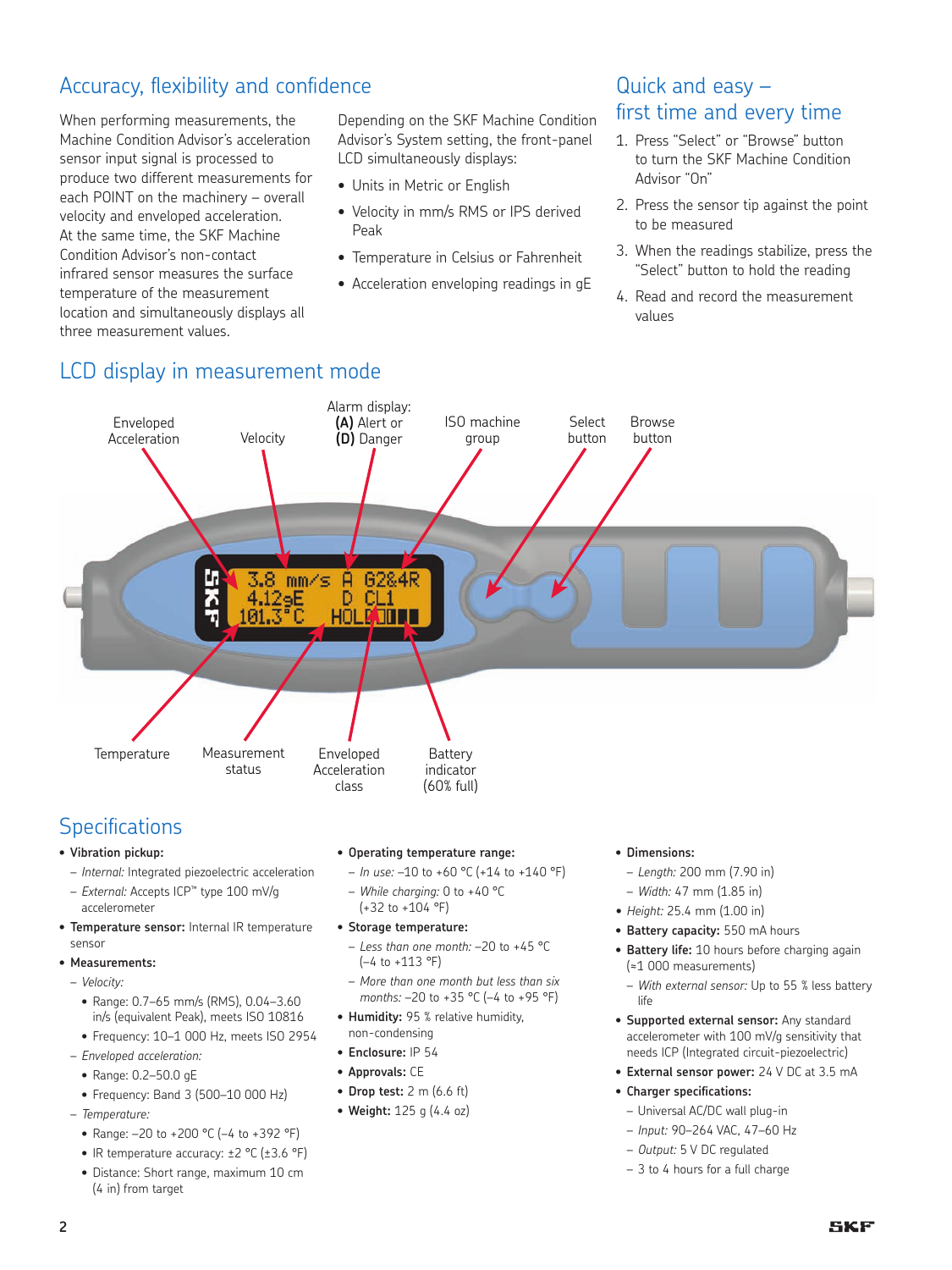## Accuracy, flexibility and confidence

When performing measurements, the Machine Condition Advisor's acceleration sensor input signal is processed to produce two different measurements for each POINT on the machinery – overall velocity and enveloped acceleration. At the same time, the SKF Machine Condition Advisor's non-contact infrared sensor measures the surface temperature of the measurement location and simultaneously displays all three measurement values.

Depending on the SKF Machine Condition Advisor's System setting, the front-panel LCD simultaneously displays:

- Units in Metric or English
- Velocity in mm/s RMS or IPS derived Peak
- Temperature in Celsius or Fahrenheit
- Acceleration enveloping readings in gE

## Quick and easy – first time and every time

1. Press "Select" or "Browse" button to turn the SKF Machine Condition Advisor "On"
2. Press the sensor tip against the point to be measured
3. When the readings stabilize, press the "Select" button to hold the reading
4. Read and record the measurement values

## LCD display in measurement mode

Enveloped Acceleration | Velocity | Alarm display: **(A)** Alert or **(D)** Danger | ISO machine group | Select button | Browse button

Temperature | Measurement status | Enveloped Acceleration class | Battery indicator (60% full)

## Specifications

- **Vibration pickup:**
  - *Internal:* Integrated piezoelectric acceleration
  - *External:* Accepts ICP™ type 100 mV/g accelerometer
- **Temperature sensor:** Internal IR temperature sensor
- **Measurements:**
  - *Velocity:*
    - Range: 0.7–65 mm/s (RMS), 0.04–3.60 in/s (equivalent Peak), meets ISO 10816
    - Frequency: 10–1 000 Hz, meets ISO 2954
  - *Enveloped acceleration:*
    - Range: 0.2–50.0 gE
    - Frequency: Band 3 (500–10 000 Hz)
  - *Temperature:*
    - Range: –20 to +200 °C (–4 to +392 °F)
    - IR temperature accuracy: ±2 °C (±3.6 °F)
    - Distance: Short range, maximum 10 cm (4 in) from target
- **Operating temperature range:**
  - *In use:* –10 to +60 °C (+14 to +140 °F)
  - *While charging:* 0 to +40 °C (+32 to +104 °F)
- **Storage temperature:**
  - *Less than one month:* –20 to +45 °C (–4 to +113 °F)
  - *More than one month but less than six months:* –20 to +35 °C (–4 to +95 °F)
- **Humidity:** 95 % relative humidity, non-condensing
- **Enclosure:** IP 54
- **Approvals:** CE
- **Drop test:** 2 m (6.6 ft)
- **Weight:** 125 g (4.4 oz)
- **Dimensions:**
  - *Length:* 200 mm (7.90 in)
  - *Width:* 47 mm (1.85 in)
- *Height:* 25.4 mm (1.00 in)
- **Battery capacity:** 550 mA hours
- **Battery life:** 10 hours before charging again (≈1 000 measurements)
  - *With external sensor:* Up to 55 % less battery life
- **Supported external sensor:** Any standard accelerometer with 100 mV/g sensitivity that needs ICP (Integrated circuit-piezoelectric)
- **External sensor power:** 24 V DC at 3.5 mA
- **Charger specifications:**
  - Universal AC/DC wall plug-in
  - *Input:* 90–264 VAC, 47–60 Hz
  - *Output:* 5 V DC regulated
  - 3 to 4 hours for a full charge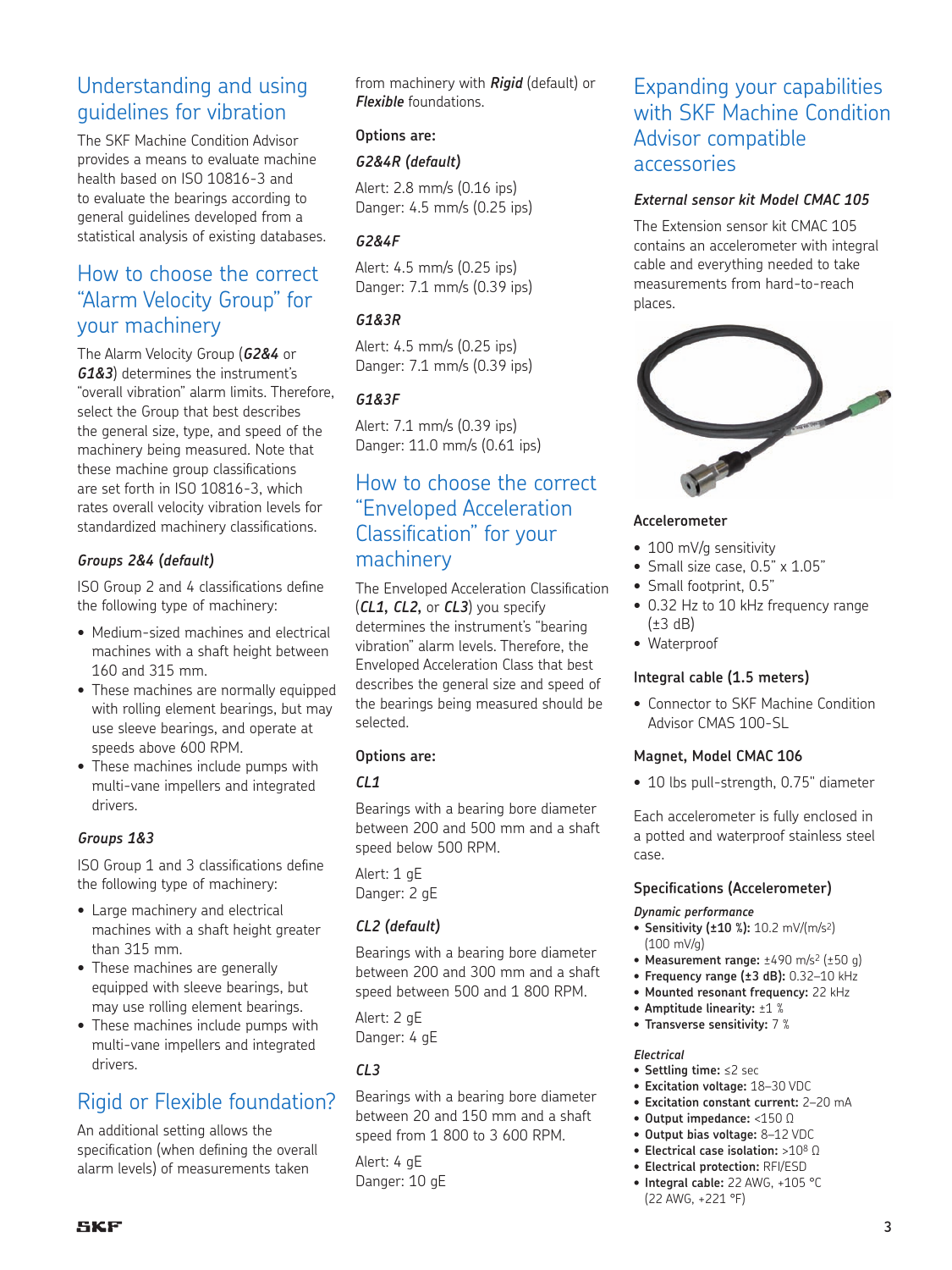## Understanding and using guidelines for vibration

The SKF Machine Condition Advisor provides a means to evaluate machine health based on ISO 10816-3 and to evaluate the bearings according to general guidelines developed from a statistical analysis of existing databases.

## How to choose the correct "Alarm Velocity Group" for your machinery

The Alarm Velocity Group (***G2&4*** or ***G1&3***) determines the instrument's "overall vibration" alarm limits. Therefore, select the Group that best describes the general size, type, and speed of the machinery being measured. Note that these machine group classifications are set forth in ISO 10816-3, which rates overall velocity vibration levels for standardized machinery classifications.

### *Groups 2&4 (default)*

ISO Group 2 and 4 classifications define the following type of machinery:

- Medium-sized machines and electrical machines with a shaft height between 160 and 315 mm.
- These machines are normally equipped with rolling element bearings, but may use sleeve bearings, and operate at speeds above 600 RPM.
- These machines include pumps with multi-vane impellers and integrated drivers.

### *Groups 1&3*

ISO Group 1 and 3 classifications define the following type of machinery:

- Large machinery and electrical machines with a shaft height greater than 315 mm.
- These machines are generally equipped with sleeve bearings, but may use rolling element bearings.
- These machines include pumps with multi-vane impellers and integrated drivers.

## Rigid or Flexible foundation?

An additional setting allows the specification (when defining the overall alarm levels) of measurements taken from machinery with ***Rigid*** (default) or ***Flexible*** foundations.

**Options are:**

***G2&4R (default)***

Alert: 2.8 mm/s (0.16 ips)
Danger: 4.5 mm/s (0.25 ips)

***G2&4F***

Alert: 4.5 mm/s (0.25 ips)
Danger: 7.1 mm/s (0.39 ips)

***G1&3R***

Alert: 4.5 mm/s (0.25 ips)
Danger: 7.1 mm/s (0.39 ips)

***G1&3F***

Alert: 7.1 mm/s (0.39 ips)
Danger: 11.0 mm/s (0.61 ips)

## How to choose the correct "Enveloped Acceleration Classification" for your machinery

The Enveloped Acceleration Classification (***CL1, CL2,*** or ***CL3***) you specify determines the instrument's "bearing vibration" alarm levels. Therefore, the Enveloped Acceleration Class that best describes the general size and speed of the bearings being measured should be selected.

**Options are:**

***CL1***

Bearings with a bearing bore diameter between 200 and 500 mm and a shaft speed below 500 RPM.

Alert: 1 gE
Danger: 2 gE

***CL2 (default)***

Bearings with a bearing bore diameter between 200 and 300 mm and a shaft speed between 500 and 1 800 RPM.

Alert: 2 gE
Danger: 4 gE

***CL3***

Bearings with a bearing bore diameter between 20 and 150 mm and a shaft speed from 1 800 to 3 600 RPM.

Alert: 4 gE
Danger: 10 gE

## Expanding your capabilities with SKF Machine Condition Advisor compatible accessories

### *External sensor kit Model CMAC 105*

The Extension sensor kit CMAC 105 contains an accelerometer with integral cable and everything needed to take measurements from hard-to-reach places.

**Accelerometer**

- 100 mV/g sensitivity
- Small size case, 0.5" x 1.05"
- Small footprint, 0.5"
- 0.32 Hz to 10 kHz frequency range (±3 dB)
- Waterproof

**Integral cable (1.5 meters)**

- Connector to SKF Machine Condition Advisor CMAS 100-SL

**Magnet, Model CMAC 106**

- 10 lbs pull-strength, 0.75" diameter

Each accelerometer is fully enclosed in a potted and waterproof stainless steel case.

**Specifications (Accelerometer)**

*Dynamic performance*

- **Sensitivity (±10 %):** 10.2 mV/(m/s$^2$) (100 mV/g)
- **Measurement range:** ±490 m/s$^2$ (±50 g)
- **Frequency range (±3 dB):** 0.32–10 kHz
- **Mounted resonant frequency:** 22 kHz
- **Amplitude linearity:** ±1 %
- **Transverse sensitivity:** 7 %

*Electrical*

- **Settling time:** ≤2 sec
- **Excitation voltage:** 18–30 VDC
- **Excitation constant current:** 2–20 mA
- **Output impedance:** <150 Ω
- **Output bias voltage:** 8–12 VDC
- **Electrical case isolation:** >10$^8$ Ω
- **Electrical protection:** RFI/ESD
- **Integral cable:** 22 AWG, +105 °C (22 AWG, +221 °F)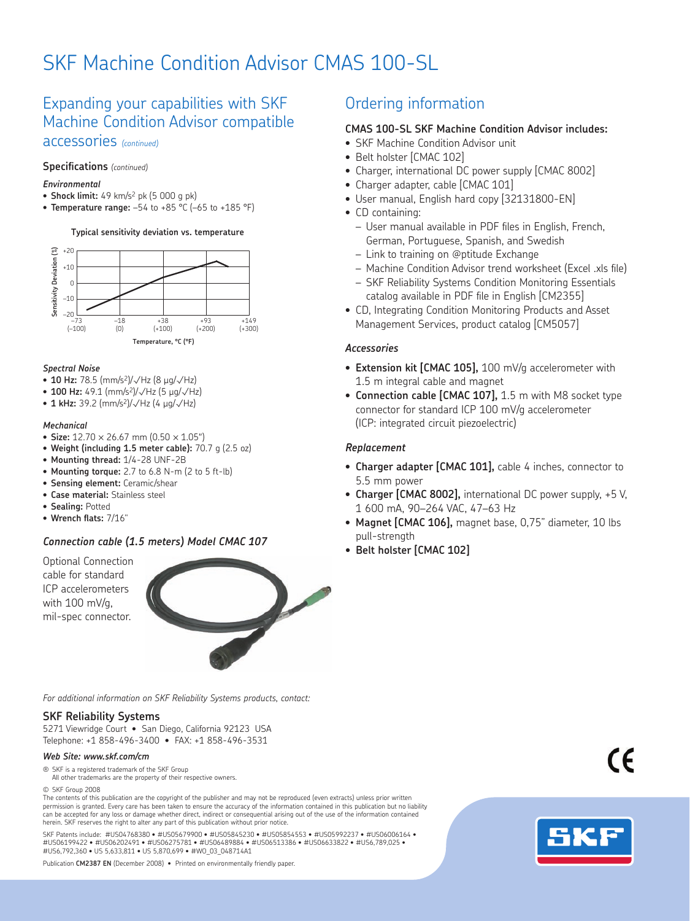# SKF Machine Condition Advisor CMAS 100-SL

## Expanding your capabilities with SKF Machine Condition Advisor compatible accessories *(continued)*

### Specifications *(continued)*

*Environmental*

- **Shock limit:** 49 km/s$^2$ pk (5 000 g pk)
- **Temperature range:** –54 to +85 °C (–65 to +185 °F)

Typical sensitivity deviation vs. temperature

Sensitivity Deviation (%)
+20
+10
0
–10
–20
–73 (–100)
–18 (0)
+38 (+100)
+93 (+200)
+149 (+300)
Temperature, °C (°F)

*Spectral Noise*

- **10 Hz:** 78.5 (mm/s$^2$)/√Hz (8 µg/√Hz)
- **100 Hz:** 49.1 (mm/s$^2$)/√Hz (5 µg/√Hz)
- **1 kHz:** 39.2 (mm/s$^2$)/√Hz (4 µg/√Hz)

*Mechanical*

- **Size:** 12.70 × 26.67 mm (0.50 × 1.05")
- **Weight (including 1.5 meter cable):** 70.7 g (2.5 oz)
- **Mounting thread:** 1/4-28 UNF-2B
- **Mounting torque:** 2.7 to 6.8 N-m (2 to 5 ft-lb)
- **Sensing element:** Ceramic/shear
- **Case material:** Stainless steel
- **Sealing:** Potted
- **Wrench flats:** 7/16"

### *Connection cable (1.5 meters) Model CMAC 107*

Optional Connection cable for standard ICP accelerometers with 100 mV/g, mil-spec connector.

## Ordering information

**CMAS 100-SL SKF Machine Condition Advisor includes:**

- SKF Machine Condition Advisor unit
- Belt holster [CMAC 102]
- Charger, international DC power supply [CMAC 8002]
- Charger adapter, cable [CMAC 101]
- User manual, English hard copy [32131800-EN]
- CD containing:
  - User manual available in PDF files in English, French, German, Portuguese, Spanish, and Swedish
  - Link to training on @ptitude Exchange
  - Machine Condition Advisor trend worksheet (Excel .xls file)
  - SKF Reliability Systems Condition Monitoring Essentials catalog available in PDF file in English [CM2355]
- CD, Integrating Condition Monitoring Products and Asset Management Services, product catalog [CM5057]

*Accessories*

- **Extension kit [CMAC 105],** 100 mV/g accelerometer with 1.5 m integral cable and magnet
- **Connection cable [CMAC 107],** 1.5 m with M8 socket type connector for standard ICP 100 mV/g accelerometer (ICP: integrated circuit piezoelectric)

*Replacement*

- **Charger adapter [CMAC 101],** cable 4 inches, connector to 5.5 mm power
- **Charger [CMAC 8002],** international DC power supply, +5 V, 1 600 mA, 90–264 VAC, 47–63 Hz
- **Magnet [CMAC 106],** magnet base, 0,75" diameter, 10 lbs pull-strength
- **Belt holster [CMAC 102]**

*For additional information on SKF Reliability Systems products, contact:*

**SKF Reliability Systems**
5271 Viewridge Court • San Diego, California 92123 USA
Telephone: +1 858-496-3400 • FAX: +1 858-496-3531

***Web Site: www.skf.com/cm***

® SKF is a registered trademark of the SKF Group
All other trademarks are the property of their respective owners.

© SKF Group 2008
The contents of this publication are the copyright of the publisher and may not be reproduced (even extracts) unless prior written permission is granted. Every care has been taken to ensure the accuracy of the information contained in this publication but no liability can be accepted for any loss or damage whether direct, indirect or consequential arising out of the use of the information contained herein. SKF reserves the right to alter any part of this publication without prior notice.

SKF Patents include: #US04768380 • #US05679900 • #US05845230 • #US05854553 • #US05992237 • #US06006164 • #US06199422 • #US06202491 • #US06275781 • #US06489884 • #US06513386 • #US06633822 • #US6,789,025 • #US6,792,360 • US 5,633,811 • US 5,870,699 • #WO_03_048714A1

Publication **CM2387 EN** (December 2008) • Printed on environmentally friendly paper.